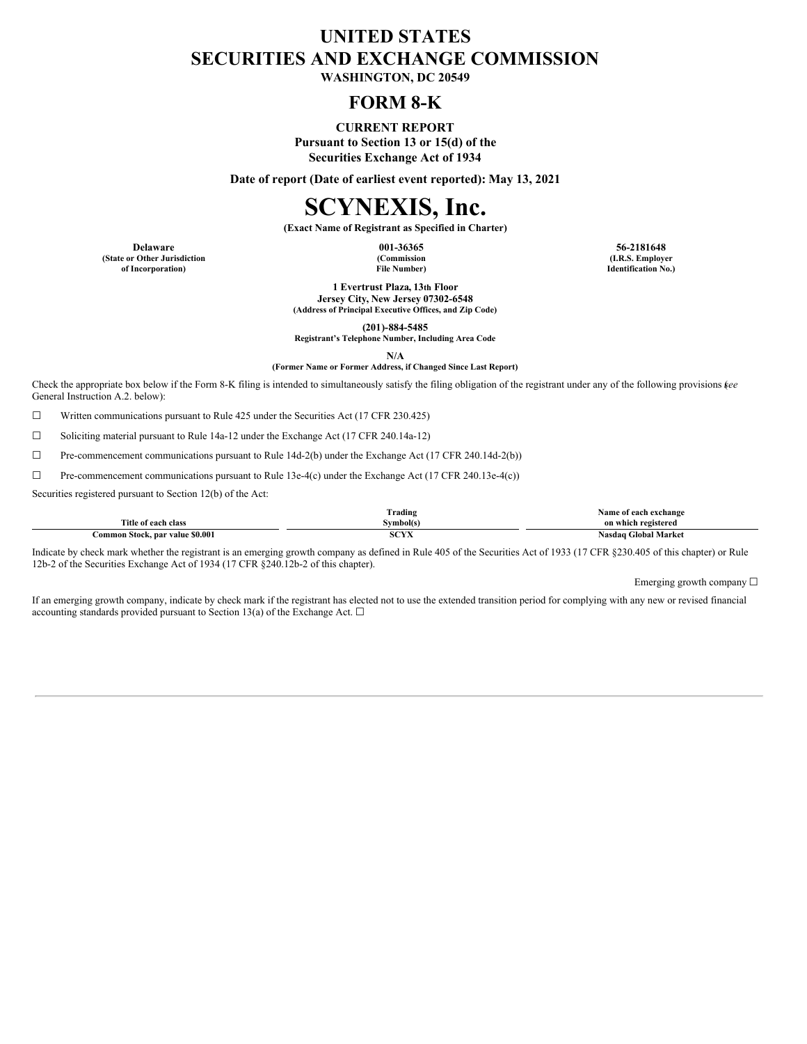# UNITED STATES
# SECURITIES AND EXCHANGE COMMISSION

**WASHINGTON, DC 20549**

## FORM 8-K

**CURRENT REPORT**
**Pursuant to Section 13 or 15(d) of the**
**Securities Exchange Act of 1934**

**Date of report (Date of earliest event reported): May 13, 2021**

# SCYNEXIS, Inc.

**(Exact Name of Registrant as Specified in Charter)**

| Delaware | 001-36365 | 56-2181648 |
|---|---|---|
| (State or Other Jurisdiction of Incorporation) | (Commission File Number) | (I.R.S. Employer Identification No.) |

**1 Evertrust Plaza, 13th Floor**
**Jersey City, New Jersey 07302-6548**
**(Address of Principal Executive Offices, and Zip Code)**

**(201)-884-5485**
**Registrant's Telephone Number, Including Area Code**

**N/A**
**(Former Name or Former Address, if Changed Since Last Report)**

Check the appropriate box below if the Form 8-K filing is intended to simultaneously satisfy the filing obligation of the registrant under any of the following provisions (*see* General Instruction A.2. below):

☐ Written communications pursuant to Rule 425 under the Securities Act (17 CFR 230.425)

☐ Soliciting material pursuant to Rule 14a-12 under the Exchange Act (17 CFR 240.14a-12)

☐ Pre-commencement communications pursuant to Rule 14d-2(b) under the Exchange Act (17 CFR 240.14d-2(b))

☐ Pre-commencement communications pursuant to Rule 13e-4(c) under the Exchange Act (17 CFR 240.13e-4(c))

Securities registered pursuant to Section 12(b) of the Act:

| Title of each class | Trading Symbol(s) | Name of each exchange on which registered |
|---|---|---|
| Common Stock, par value $0.001 | SCYX | Nasdaq Global Market |

Indicate by check mark whether the registrant is an emerging growth company as defined in Rule 405 of the Securities Act of 1933 (17 CFR §230.405 of this chapter) or Rule 12b-2 of the Securities Exchange Act of 1934 (17 CFR §240.12b-2 of this chapter).

Emerging growth company ☐

If an emerging growth company, indicate by check mark if the registrant has elected not to use the extended transition period for complying with any new or revised financial accounting standards provided pursuant to Section 13(a) of the Exchange Act. ☐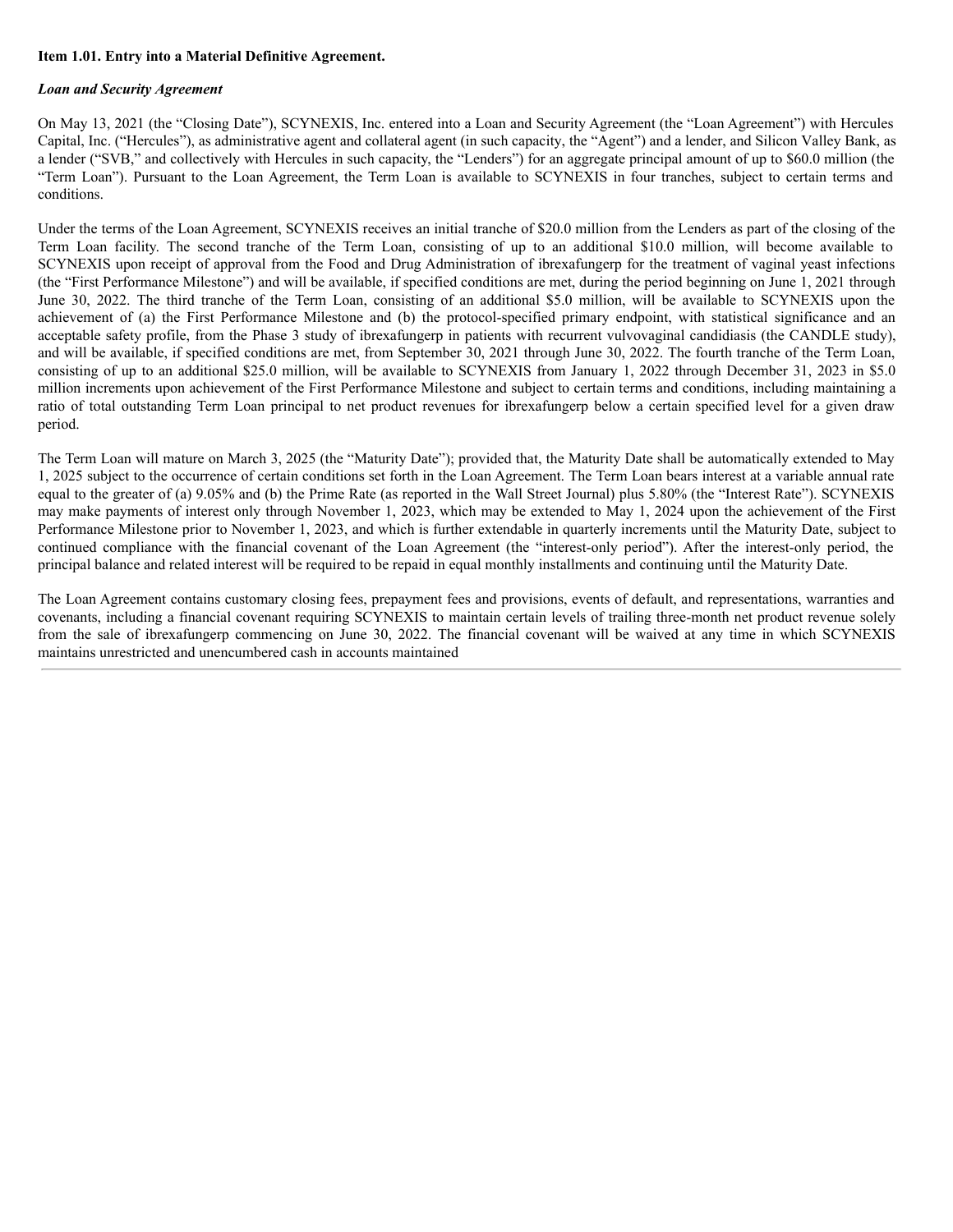**Item 1.01. Entry into a Material Definitive Agreement.**

***Loan and Security Agreement***

On May 13, 2021 (the "Closing Date"), SCYNEXIS, Inc. entered into a Loan and Security Agreement (the "Loan Agreement") with Hercules Capital, Inc. ("Hercules"), as administrative agent and collateral agent (in such capacity, the "Agent") and a lender, and Silicon Valley Bank, as a lender ("SVB," and collectively with Hercules in such capacity, the "Lenders") for an aggregate principal amount of up to $60.0 million (the "Term Loan"). Pursuant to the Loan Agreement, the Term Loan is available to SCYNEXIS in four tranches, subject to certain terms and conditions.

Under the terms of the Loan Agreement, SCYNEXIS receives an initial tranche of $20.0 million from the Lenders as part of the closing of the Term Loan facility. The second tranche of the Term Loan, consisting of up to an additional $10.0 million, will become available to SCYNEXIS upon receipt of approval from the Food and Drug Administration of ibrexafungerp for the treatment of vaginal yeast infections (the "First Performance Milestone") and will be available, if specified conditions are met, during the period beginning on June 1, 2021 through June 30, 2022. The third tranche of the Term Loan, consisting of an additional $5.0 million, will be available to SCYNEXIS upon the achievement of (a) the First Performance Milestone and (b) the protocol-specified primary endpoint, with statistical significance and an acceptable safety profile, from the Phase 3 study of ibrexafungerp in patients with recurrent vulvovaginal candidiasis (the CANDLE study), and will be available, if specified conditions are met, from September 30, 2021 through June 30, 2022. The fourth tranche of the Term Loan, consisting of up to an additional $25.0 million, will be available to SCYNEXIS from January 1, 2022 through December 31, 2023 in $5.0 million increments upon achievement of the First Performance Milestone and subject to certain terms and conditions, including maintaining a ratio of total outstanding Term Loan principal to net product revenues for ibrexafungerp below a certain specified level for a given draw period.

The Term Loan will mature on March 3, 2025 (the "Maturity Date"); provided that, the Maturity Date shall be automatically extended to May 1, 2025 subject to the occurrence of certain conditions set forth in the Loan Agreement. The Term Loan bears interest at a variable annual rate equal to the greater of (a) 9.05% and (b) the Prime Rate (as reported in the Wall Street Journal) plus 5.80% (the "Interest Rate"). SCYNEXIS may make payments of interest only through November 1, 2023, which may be extended to May 1, 2024 upon the achievement of the First Performance Milestone prior to November 1, 2023, and which is further extendable in quarterly increments until the Maturity Date, subject to continued compliance with the financial covenant of the Loan Agreement (the "interest-only period"). After the interest-only period, the principal balance and related interest will be required to be repaid in equal monthly installments and continuing until the Maturity Date.

The Loan Agreement contains customary closing fees, prepayment fees and provisions, events of default, and representations, warranties and covenants, including a financial covenant requiring SCYNEXIS to maintain certain levels of trailing three-month net product revenue solely from the sale of ibrexafungerp commencing on June 30, 2022. The financial covenant will be waived at any time in which SCYNEXIS maintains unrestricted and unencumbered cash in accounts maintained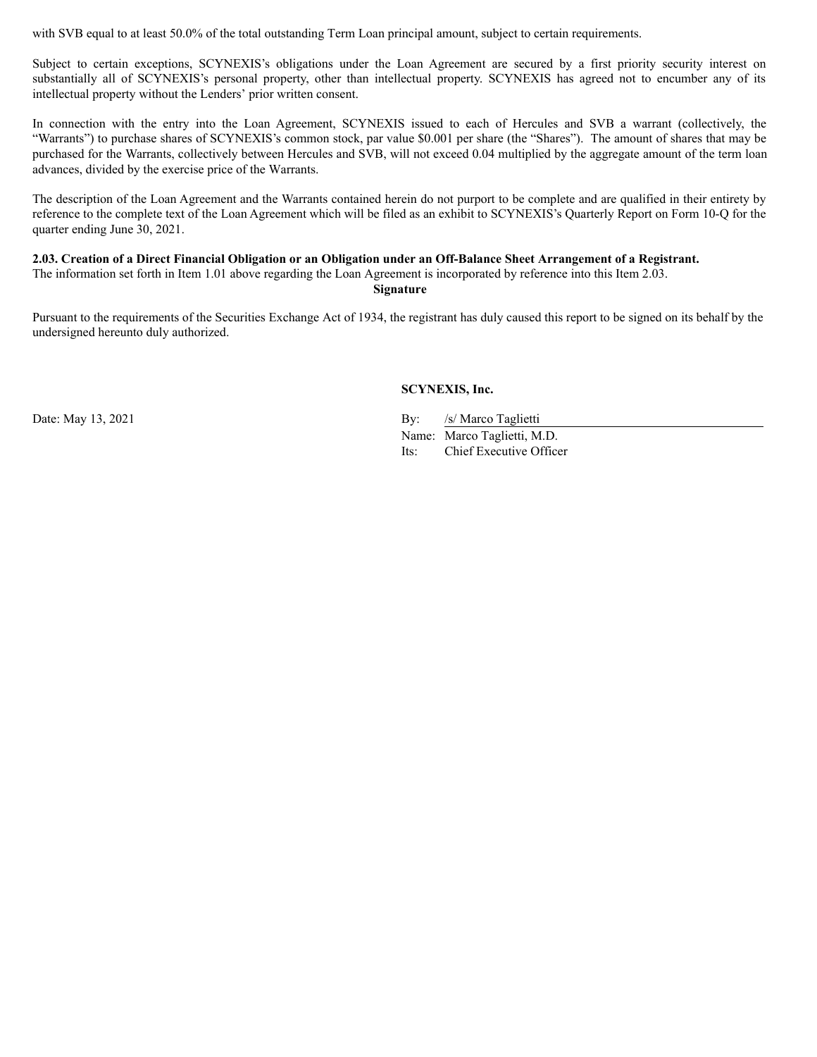with SVB equal to at least 50.0% of the total outstanding Term Loan principal amount, subject to certain requirements.

Subject to certain exceptions, SCYNEXIS's obligations under the Loan Agreement are secured by a first priority security interest on substantially all of SCYNEXIS's personal property, other than intellectual property. SCYNEXIS has agreed not to encumber any of its intellectual property without the Lenders' prior written consent.

In connection with the entry into the Loan Agreement, SCYNEXIS issued to each of Hercules and SVB a warrant (collectively, the "Warrants") to purchase shares of SCYNEXIS's common stock, par value $0.001 per share (the "Shares"). The amount of shares that may be purchased for the Warrants, collectively between Hercules and SVB, will not exceed 0.04 multiplied by the aggregate amount of the term loan advances, divided by the exercise price of the Warrants.

The description of the Loan Agreement and the Warrants contained herein do not purport to be complete and are qualified in their entirety by reference to the complete text of the Loan Agreement which will be filed as an exhibit to SCYNEXIS's Quarterly Report on Form 10-Q for the quarter ending June 30, 2021.

**2.03. Creation of a Direct Financial Obligation or an Obligation under an Off-Balance Sheet Arrangement of a Registrant.**

The information set forth in Item 1.01 above regarding the Loan Agreement is incorporated by reference into this Item 2.03.

**Signature**

Pursuant to the requirements of the Securities Exchange Act of 1934, the registrant has duly caused this report to be signed on its behalf by the undersigned hereunto duly authorized.

**SCYNEXIS, Inc.**

Date: May 13, 2021

By: /s/ Marco Taglietti
Name: Marco Taglietti, M.D.
Its: Chief Executive Officer